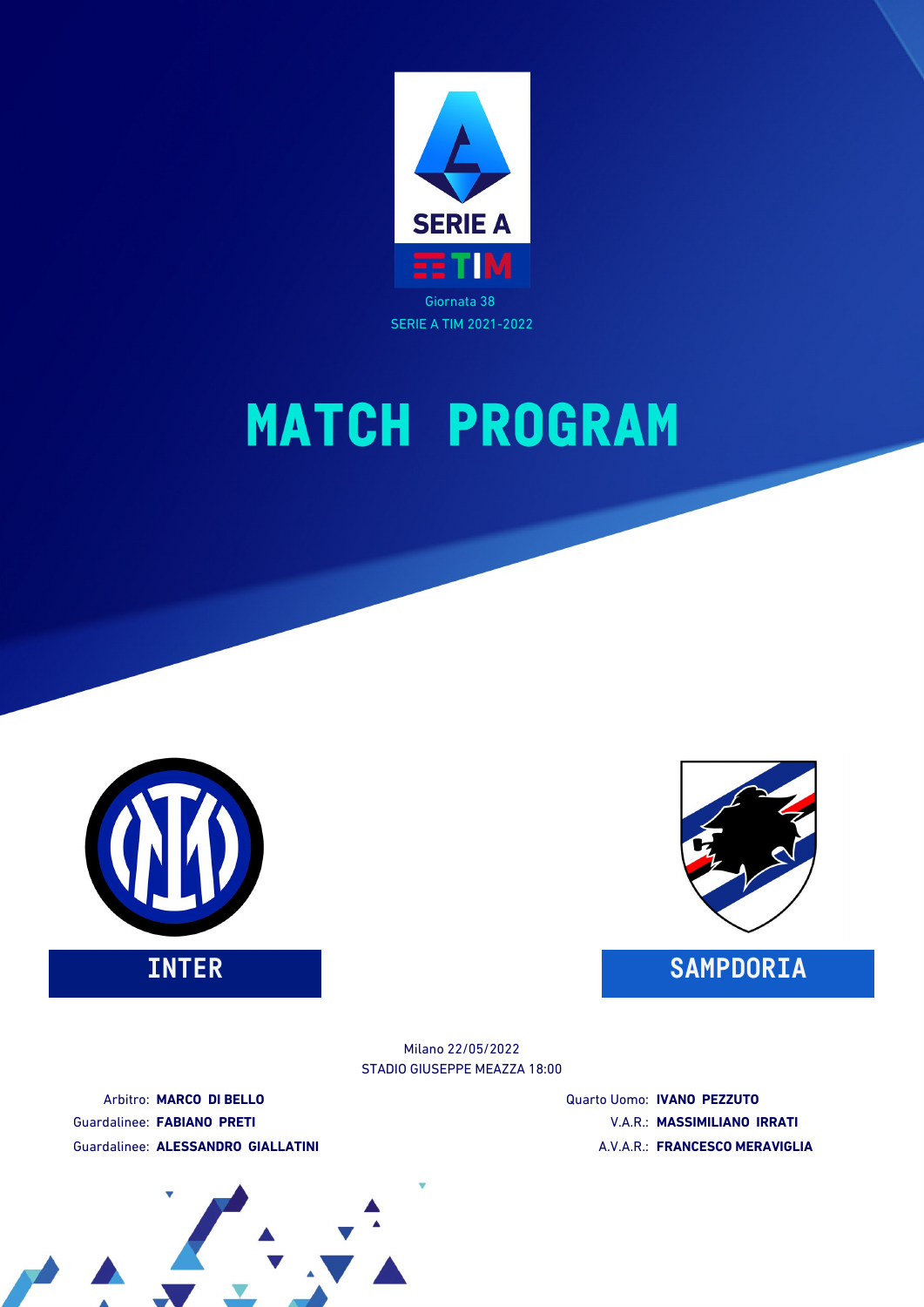SERIE A

TIM

Giornata 38

SERIE A TIM 2021-2022

# MATCH PROGRAM

**INTER**

**SAMPDORIA**

Milano 22/05/2022

STADIO GIUSEPPE MEAZZA 18:00

Arbitro: **MARCO DI BELLO**

Guardalinee: **FABIANO PRETI**

Guardalinee: **ALESSANDRO GIALLATINI**

Quarto Uomo: **IVANO PEZZUTO**

V.A.R.: **MASSIMILIANO IRRATI**

A.V.A.R.: **FRANCESCO MERAVIGLIA**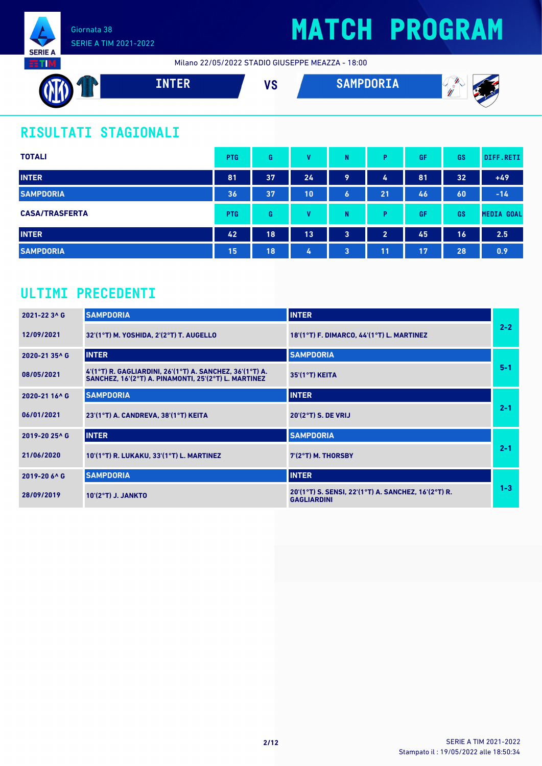Giornata 38
SERIE A TIM 2021-2022

# MATCH PROGRAM

Milano 22/05/2022 STADIO GIUSEPPE MEAZZA - 18:00

**INTER** VS **SAMPDORIA**

## RISULTATI STAGIONALI

| TOTALI | PTG | G | V | N | P | GF | GS | DIFF.RETI |
|---|---|---|---|---|---|---|---|---|
| INTER | 81 | 37 | 24 | 9 | 4 | 81 | 32 | +49 |
| SAMPDORIA | 36 | 37 | 10 | 6 | 21 | 46 | 60 | -14 |

| CASA/TRASFERTA | PTG | G | V | N | P | GF | GS | MEDIA GOAL |
|---|---|---|---|---|---|---|---|---|
| INTER | 42 | 18 | 13 | 3 | 2 | 45 | 16 | 2.5 |
| SAMPDORIA | 15 | 18 | 4 | 3 | 11 | 17 | 28 | 0.9 |

## ULTIMI PRECEDENTI

| Giornata / Data | Casa | Trasferta | Risultato |
|---|---|---|---|
| 2021-22 3^ G | SAMPDORIA | INTER | 2-2 |
| 12/09/2021 | 32'(1°T) M. YOSHIDA, 2'(2°T) T. AUGELLO | 18'(1°T) F. DIMARCO, 44'(1°T) L. MARTINEZ | |
| 2020-21 35^ G | INTER | SAMPDORIA | 5-1 |
| 08/05/2021 | 4'(1°T) R. GAGLIARDINI, 26'(1°T) A. SANCHEZ, 36'(1°T) A. SANCHEZ, 16'(2°T) A. PINAMONTI, 25'(2°T) L. MARTINEZ | 35'(1°T) KEITA | |
| 2020-21 16^ G | SAMPDORIA | INTER | 2-1 |
| 06/01/2021 | 23'(1°T) A. CANDREVA, 38'(1°T) KEITA | 20'(2°T) S. DE VRIJ | |
| 2019-20 25^ G | INTER | SAMPDORIA | 2-1 |
| 21/06/2020 | 10'(1°T) R. LUKAKU, 33'(1°T) L. MARTINEZ | 7'(2°T) M. THORSBY | |
| 2019-20 6^ G | SAMPDORIA | INTER | 1-3 |
| 28/09/2019 | 10'(2°T) J. JANKTO | 20'(1°T) S. SENSI, 22'(1°T) A. SANCHEZ, 16'(2°T) R. GAGLIARDINI | |

SERIE A TIM 2021-2022
Stampato il : 19/05/2022 alle 18:50:34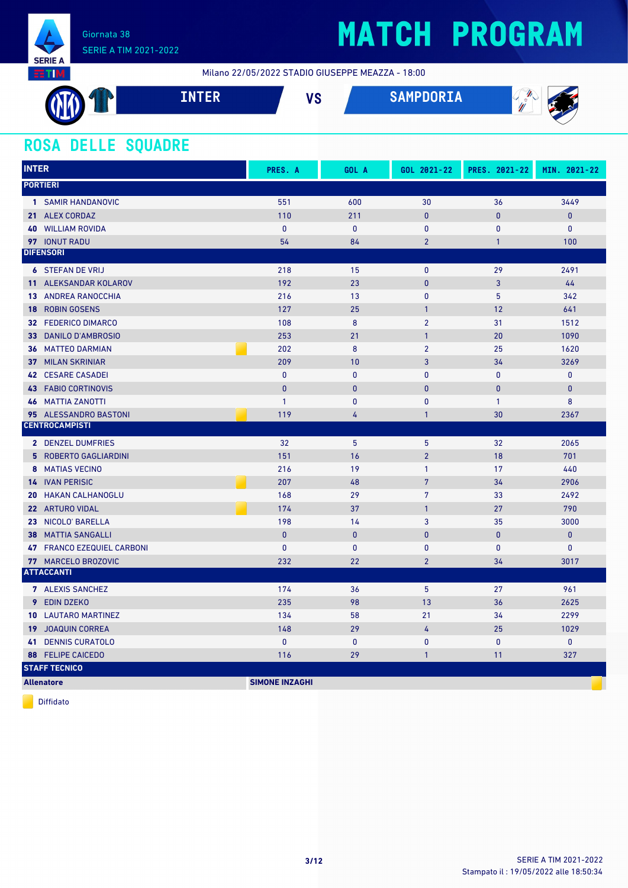# MATCH PROGRAM

Giornata 38
SERIE A TIM 2021-2022

Milano 22/05/2022 STADIO GIUSEPPE MEAZZA - 18:00

**INTER** VS **SAMPDORIA**

## ROSA DELLE SQUADRE

| INTER | PRES. A | GOL A | GOL 2021-22 | PRES. 2021-22 | MIN. 2021-22 |
|---|---|---|---|---|---|
| **PORTIERI** | | | | | |
| 1 SAMIR HANDANOVIC | 551 | 600 | 30 | 36 | 3449 |
| 21 ALEX CORDAZ | 110 | 211 | 0 | 0 | 0 |
| 40 WILLIAM ROVIDA | 0 | 0 | 0 | 0 | 0 |
| 97 IONUT RADU | 54 | 84 | 2 | 1 | 100 |
| **DIFENSORI** | | | | | |
| 6 STEFAN DE VRIJ | 218 | 15 | 0 | 29 | 2491 |
| 11 ALEKSANDAR KOLAROV | 192 | 23 | 0 | 3 | 44 |
| 13 ANDREA RANOCCHIA | 216 | 13 | 0 | 5 | 342 |
| 18 ROBIN GOSENS | 127 | 25 | 1 | 12 | 641 |
| 32 FEDERICO DIMARCO | 108 | 8 | 2 | 31 | 1512 |
| 33 DANILO D'AMBROSIO | 253 | 21 | 1 | 20 | 1090 |
| 36 MATTEO DARMIAN (Diffidato) | 202 | 8 | 2 | 25 | 1620 |
| 37 MILAN SKRINIAR | 209 | 10 | 3 | 34 | 3269 |
| 42 CESARE CASADEI | 0 | 0 | 0 | 0 | 0 |
| 43 FABIO CORTINOVIS | 0 | 0 | 0 | 0 | 0 |
| 46 MATTIA ZANOTTI | 1 | 0 | 0 | 1 | 8 |
| 95 ALESSANDRO BASTONI (Diffidato) | 119 | 4 | 1 | 30 | 2367 |
| **CENTROCAMPISTI** | | | | | |
| 2 DENZEL DUMFRIES | 32 | 5 | 5 | 32 | 2065 |
| 5 ROBERTO GAGLIARDINI | 151 | 16 | 2 | 18 | 701 |
| 8 MATIAS VECINO | 216 | 19 | 1 | 17 | 440 |
| 14 IVAN PERISIC (Diffidato) | 207 | 48 | 7 | 34 | 2906 |
| 20 HAKAN CALHANOGLU | 168 | 29 | 7 | 33 | 2492 |
| 22 ARTURO VIDAL (Diffidato) | 174 | 37 | 1 | 27 | 790 |
| 23 NICOLO' BARELLA | 198 | 14 | 3 | 35 | 3000 |
| 38 MATTIA SANGALLI | 0 | 0 | 0 | 0 | 0 |
| 47 FRANCO EZEQUIEL CARBONI | 0 | 0 | 0 | 0 | 0 |
| 77 MARCELO BROZOVIC | 232 | 22 | 2 | 34 | 3017 |
| **ATTACCANTI** | | | | | |
| 7 ALEXIS SANCHEZ | 174 | 36 | 5 | 27 | 961 |
| 9 EDIN DZEKO | 235 | 98 | 13 | 36 | 2625 |
| 10 LAUTARO MARTINEZ | 134 | 58 | 21 | 34 | 2299 |
| 19 JOAQUIN CORREA | 148 | 29 | 4 | 25 | 1029 |
| 41 DENNIS CURATOLO | 0 | 0 | 0 | 0 | 0 |
| 88 FELIPE CAICEDO | 116 | 29 | 1 | 11 | 327 |
| **STAFF TECNICO** | | | | | |
| **Allenatore** | **SIMONE INZAGHI** (Diffidato) | | | | |

Diffidato

SERIE A TIM 2021-2022
Stampato il : 19/05/2022 alle 18:50:34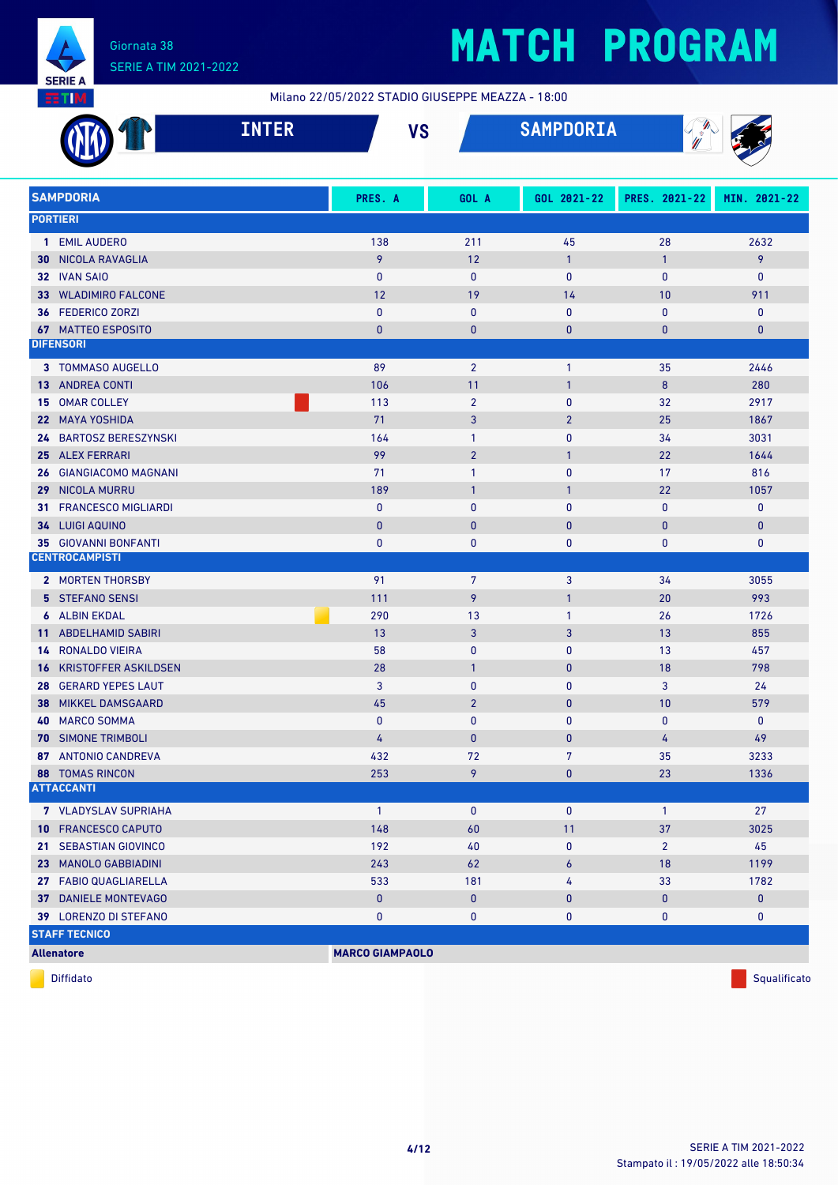# MATCH PROGRAM

Giornata 38
SERIE A TIM 2021-2022

Milano 22/05/2022 STADIO GIUSEPPE MEAZZA - 18:00

## INTER VS SAMPDORIA

| SAMPDORIA | PRES. A | GOL A | GOL 2021-22 | PRES. 2021-22 | MIN. 2021-22 |
|---|---|---|---|---|---|
| **PORTIERI** | | | | | |
| **1** EMIL AUDERO | 138 | 211 | 45 | 28 | 2632 |
| **30** NICOLA RAVAGLIA | 9 | 12 | 1 | 1 | 9 |
| **32** IVAN SAIO | 0 | 0 | 0 | 0 | 0 |
| **33** WLADIMIRO FALCONE | 12 | 19 | 14 | 10 | 911 |
| **36** FEDERICO ZORZI | 0 | 0 | 0 | 0 | 0 |
| **67** MATTEO ESPOSITO | 0 | 0 | 0 | 0 | 0 |
| **DIFENSORI** | | | | | |
| **3** TOMMASO AUGELLO | 89 | 2 | 1 | 35 | 2446 |
| **13** ANDREA CONTI | 106 | 11 | 1 | 8 | 280 |
| **15** OMAR COLLEY (Squalificato) | 113 | 2 | 0 | 32 | 2917 |
| **22** MAYA YOSHIDA | 71 | 3 | 2 | 25 | 1867 |
| **24** BARTOSZ BERESZYNSKI | 164 | 1 | 0 | 34 | 3031 |
| **25** ALEX FERRARI | 99 | 2 | 1 | 22 | 1644 |
| **26** GIANGIACOMO MAGNANI | 71 | 1 | 0 | 17 | 816 |
| **29** NICOLA MURRU | 189 | 1 | 1 | 22 | 1057 |
| **31** FRANCESCO MIGLIARDI | 0 | 0 | 0 | 0 | 0 |
| **34** LUIGI AQUINO | 0 | 0 | 0 | 0 | 0 |
| **35** GIOVANNI BONFANTI | 0 | 0 | 0 | 0 | 0 |
| **CENTROCAMPISTI** | | | | | |
| **2** MORTEN THORSBY | 91 | 7 | 3 | 34 | 3055 |
| **5** STEFANO SENSI | 111 | 9 | 1 | 20 | 993 |
| **6** ALBIN EKDAL (Diffidato) | 290 | 13 | 1 | 26 | 1726 |
| **11** ABDELHAMID SABIRI | 13 | 3 | 3 | 13 | 855 |
| **14** RONALDO VIEIRA | 58 | 0 | 0 | 13 | 457 |
| **16** KRISTOFFER ASKILDSEN | 28 | 1 | 0 | 18 | 798 |
| **28** GERARD YEPES LAUT | 3 | 0 | 0 | 3 | 24 |
| **38** MIKKEL DAMSGAARD | 45 | 2 | 0 | 10 | 579 |
| **40** MARCO SOMMA | 0 | 0 | 0 | 0 | 0 |
| **70** SIMONE TRIMBOLI | 4 | 0 | 0 | 4 | 49 |
| **87** ANTONIO CANDREVA | 432 | 72 | 7 | 35 | 3233 |
| **88** TOMAS RINCON | 253 | 9 | 0 | 23 | 1336 |
| **ATTACCANTI** | | | | | |
| **7** VLADYSLAV SUPRIAHA | 1 | 0 | 0 | 1 | 27 |
| **10** FRANCESCO CAPUTO | 148 | 60 | 11 | 37 | 3025 |
| **21** SEBASTIAN GIOVINCO | 192 | 40 | 0 | 2 | 45 |
| **23** MANOLO GABBIADINI | 243 | 62 | 6 | 18 | 1199 |
| **27** FABIO QUAGLIARELLA | 533 | 181 | 4 | 33 | 1782 |
| **37** DANIELE MONTEVAGO | 0 | 0 | 0 | 0 | 0 |
| **39** LORENZO DI STEFANO | 0 | 0 | 0 | 0 | 0 |
| **STAFF TECNICO** | | | | | |
| **Allenatore** | **MARCO GIAMPAOLO** | | | | |

Diffidato — Squalificato

Stampato il : 19/05/2022 alle 18:50:34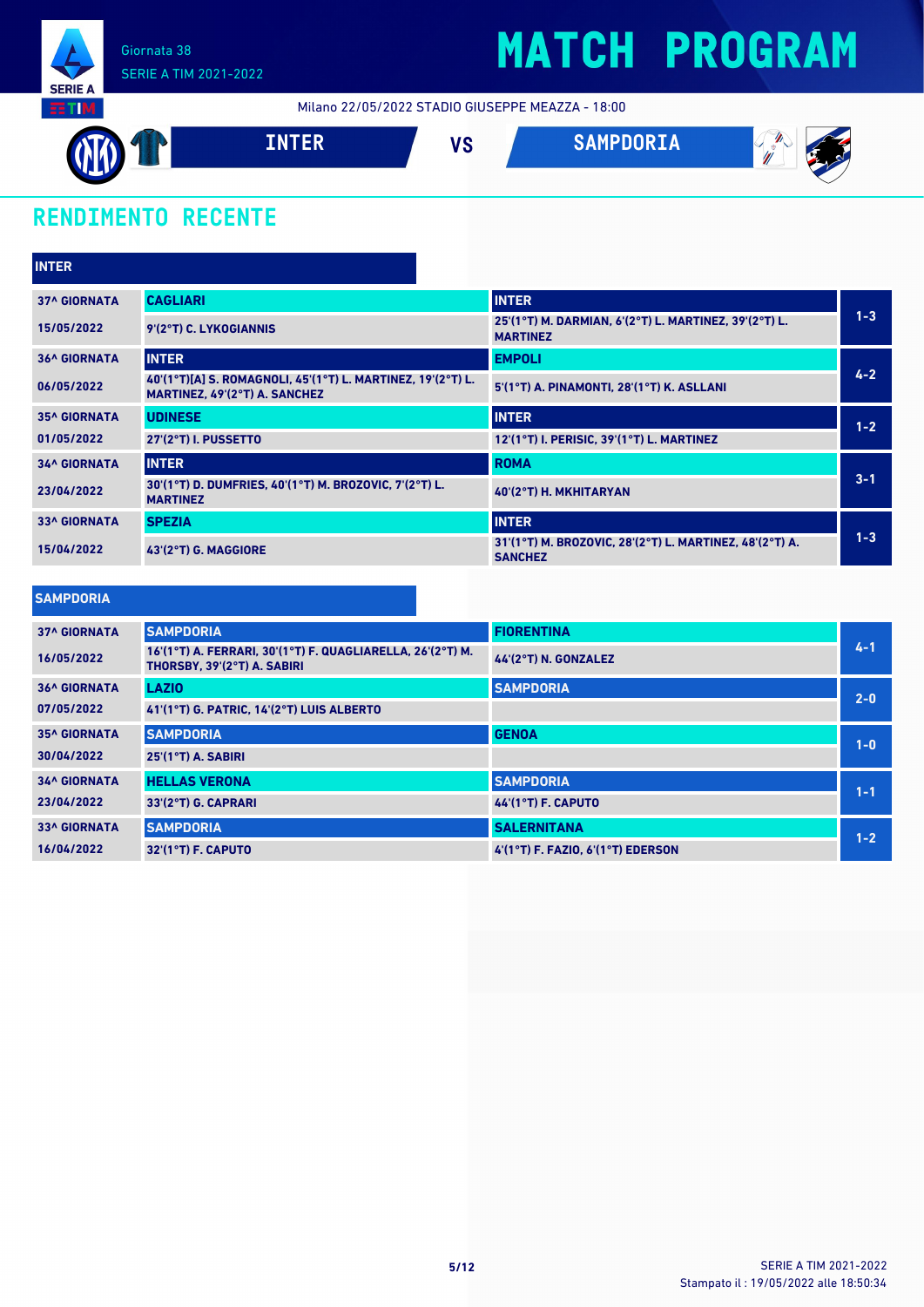Giornata 38
SERIE A TIM 2021-2022

# MATCH PROGRAM

Milano 22/05/2022 STADIO GIUSEPPE MEAZZA - 18:00

**INTER** VS **SAMPDORIA**

## RENDIMENTO RECENTE

### INTER

| Giornata | Casa | Trasferta | Risultato |
|---|---|---|---|
| 37^ GIORNATA<br>15/05/2022 | **CAGLIARI**<br>9'(2°T) C. LYKOGIANNIS | **INTER**<br>25'(1°T) M. DARMIAN, 6'(2°T) L. MARTINEZ, 39'(2°T) L. MARTINEZ | 1-3 |
| 36^ GIORNATA<br>06/05/2022 | **INTER**<br>40'(1°T)[A] S. ROMAGNOLI, 45'(1°T) L. MARTINEZ, 19'(2°T) L. MARTINEZ, 49'(2°T) A. SANCHEZ | **EMPOLI**<br>5'(1°T) A. PINAMONTI, 28'(1°T) K. ASLLANI | 4-2 |
| 35^ GIORNATA<br>01/05/2022 | **UDINESE**<br>27'(2°T) I. PUSSETTO | **INTER**<br>12'(1°T) I. PERISIC, 39'(1°T) L. MARTINEZ | 1-2 |
| 34^ GIORNATA<br>23/04/2022 | **INTER**<br>30'(1°T) D. DUMFRIES, 40'(1°T) M. BROZOVIC, 7'(2°T) L. MARTINEZ | **ROMA**<br>40'(2°T) H. MKHITARYAN | 3-1 |
| 33^ GIORNATA<br>15/04/2022 | **SPEZIA**<br>43'(2°T) G. MAGGIORE | **INTER**<br>31'(1°T) M. BROZOVIC, 28'(2°T) L. MARTINEZ, 48'(2°T) A. SANCHEZ | 1-3 |

### SAMPDORIA

| Giornata | Casa | Trasferta | Risultato |
|---|---|---|---|
| 37^ GIORNATA<br>16/05/2022 | **SAMPDORIA**<br>16'(1°T) A. FERRARI, 30'(1°T) F. QUAGLIARELLA, 26'(2°T) M. THORSBY, 39'(2°T) A. SABIRI | **FIORENTINA**<br>44'(2°T) N. GONZALEZ | 4-1 |
| 36^ GIORNATA<br>07/05/2022 | **LAZIO**<br>41'(1°T) G. PATRIC, 14'(2°T) LUIS ALBERTO | **SAMPDORIA** | 2-0 |
| 35^ GIORNATA<br>30/04/2022 | **SAMPDORIA**<br>25'(1°T) A. SABIRI | **GENOA** | 1-0 |
| 34^ GIORNATA<br>23/04/2022 | **HELLAS VERONA**<br>33'(2°T) G. CAPRARI | **SAMPDORIA**<br>44'(1°T) F. CAPUTO | 1-1 |
| 33^ GIORNATA<br>16/04/2022 | **SAMPDORIA**<br>32'(1°T) F. CAPUTO | **SALERNITANA**<br>4'(1°T) F. FAZIO, 6'(1°T) EDERSON | 1-2 |

SERIE A TIM 2021-2022
Stampato il : 19/05/2022 alle 18:50:34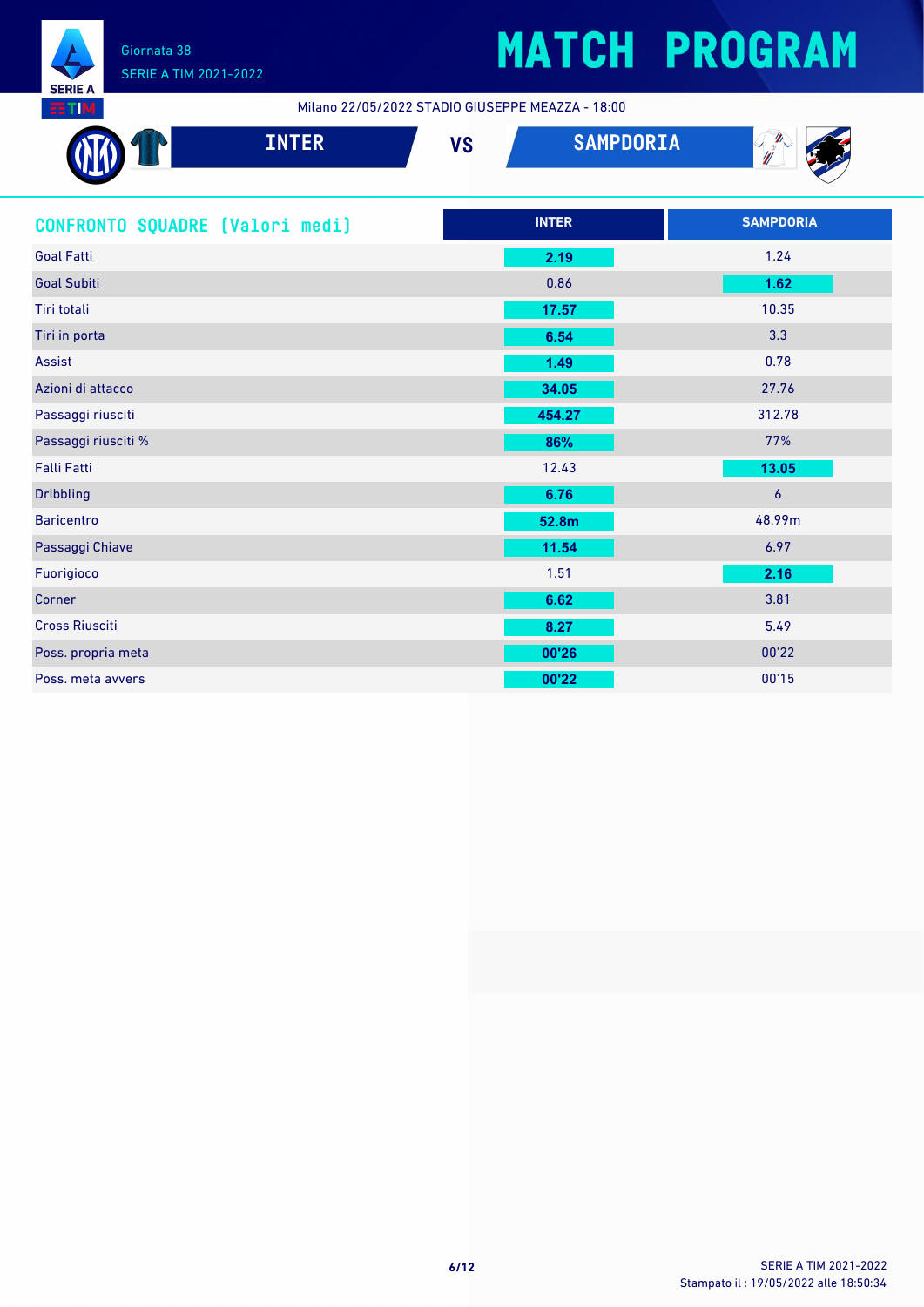# MATCH PROGRAM

Giornata 38
SERIE A TIM 2021-2022

Milano 22/05/2022 STADIO GIUSEPPE MEAZZA - 18:00

## INTER VS SAMPDORIA

| CONFRONTO SQUADRE (Valori medi) | INTER | SAMPDORIA |
|---|---|---|
| Goal Fatti | **2.19** | 1.24 |
| Goal Subiti | 0.86 | **1.62** |
| Tiri totali | **17.57** | 10.35 |
| Tiri in porta | **6.54** | 3.3 |
| Assist | **1.49** | 0.78 |
| Azioni di attacco | **34.05** | 27.76 |
| Passaggi riusciti | **454.27** | 312.78 |
| Passaggi riusciti % | **86%** | 77% |
| Falli Fatti | 12.43 | **13.05** |
| Dribbling | **6.76** | 6 |
| Baricentro | **52.8m** | 48.99m |
| Passaggi Chiave | **11.54** | 6.97 |
| Fuorigioco | 1.51 | **2.16** |
| Corner | **6.62** | 3.81 |
| Cross Riusciti | **8.27** | 5.49 |
| Poss. propria meta | **00'26** | 00'22 |
| Poss. meta avvers | **00'22** | 00'15 |

SERIE A TIM 2021-2022
Stampato il : 19/05/2022 alle 18:50:34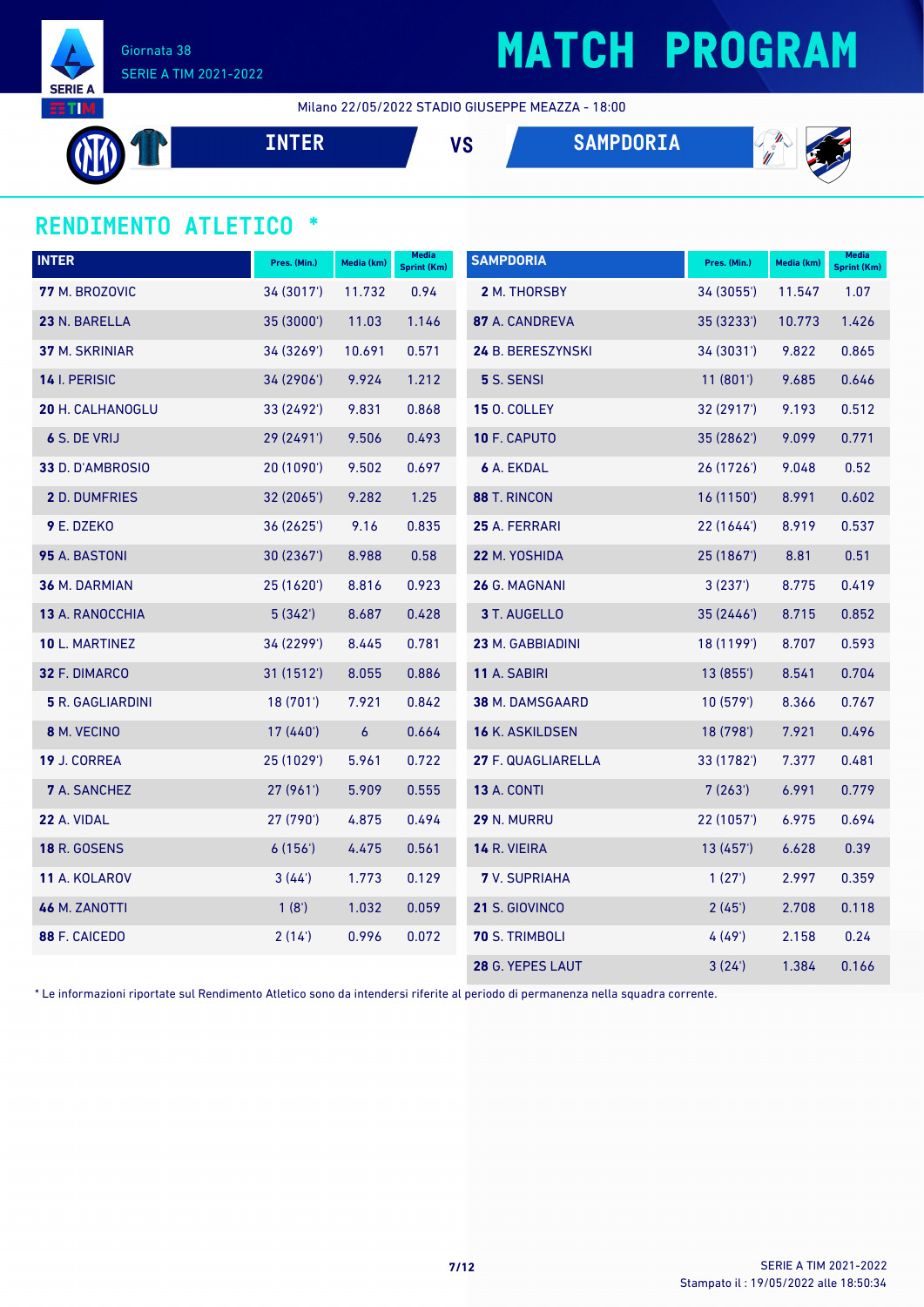# MATCH PROGRAM

Giornata 38
SERIE A TIM 2021-2022

Milano 22/05/2022 STADIO GIUSEPPE MEAZZA - 18:00

**INTER** VS **SAMPDORIA**

## RENDIMENTO ATLETICO *

| INTER | Pres. (Min.) | Media (km) | Media Sprint (Km) |
|---|---|---|---|
| **77** M. BROZOVIC | 34 (3017') | 11.732 | 0.94 |
| **23** N. BARELLA | 35 (3000') | 11.03 | 1.146 |
| **37** M. SKRINIAR | 34 (3269') | 10.691 | 0.571 |
| **14** I. PERISIC | 34 (2906') | 9.924 | 1.212 |
| **20** H. CALHANOGLU | 33 (2492') | 9.831 | 0.868 |
| **6** S. DE VRIJ | 29 (2491') | 9.506 | 0.493 |
| **33** D. D'AMBROSIO | 20 (1090') | 9.502 | 0.697 |
| **2** D. DUMFRIES | 32 (2065') | 9.282 | 1.25 |
| **9** E. DZEKO | 36 (2625') | 9.16 | 0.835 |
| **95** A. BASTONI | 30 (2367') | 8.988 | 0.58 |
| **36** M. DARMIAN | 25 (1620') | 8.816 | 0.923 |
| **13** A. RANOCCHIA | 5 (342') | 8.687 | 0.428 |
| **10** L. MARTINEZ | 34 (2299') | 8.445 | 0.781 |
| **32** F. DIMARCO | 31 (1512') | 8.055 | 0.886 |
| **5** R. GAGLIARDINI | 18 (701') | 7.921 | 0.842 |
| **8** M. VECINO | 17 (440') | 6 | 0.664 |
| **19** J. CORREA | 25 (1029') | 5.961 | 0.722 |
| **7** A. SANCHEZ | 27 (961') | 5.909 | 0.555 |
| **22** A. VIDAL | 27 (790') | 4.875 | 0.494 |
| **18** R. GOSENS | 6 (156') | 4.475 | 0.561 |
| **11** A. KOLAROV | 3 (44') | 1.773 | 0.129 |
| **46** M. ZANOTTI | 1 (8') | 1.032 | 0.059 |
| **88** F. CAICEDO | 2 (14') | 0.996 | 0.072 |

| SAMPDORIA | Pres. (Min.) | Media (km) | Media Sprint (Km) |
|---|---|---|---|
| **2** M. THORSBY | 34 (3055') | 11.547 | 1.07 |
| **87** A. CANDREVA | 35 (3233') | 10.773 | 1.426 |
| **24** B. BERESZYNSKI | 34 (3031') | 9.822 | 0.865 |
| **5** S. SENSI | 11 (801') | 9.685 | 0.646 |
| **15** O. COLLEY | 32 (2917') | 9.193 | 0.512 |
| **10** F. CAPUTO | 35 (2862') | 9.099 | 0.771 |
| **6** A. EKDAL | 26 (1726') | 9.048 | 0.52 |
| **88** T. RINCON | 16 (1150') | 8.991 | 0.602 |
| **25** A. FERRARI | 22 (1644') | 8.919 | 0.537 |
| **22** M. YOSHIDA | 25 (1867') | 8.81 | 0.51 |
| **26** G. MAGNANI | 3 (237') | 8.775 | 0.419 |
| **3** T. AUGELLO | 35 (2446') | 8.715 | 0.852 |
| **23** M. GABBIADINI | 18 (1199') | 8.707 | 0.593 |
| **11** A. SABIRI | 13 (855') | 8.541 | 0.704 |
| **38** M. DAMSGAARD | 10 (579') | 8.366 | 0.767 |
| **16** K. ASKILDSEN | 18 (798') | 7.921 | 0.496 |
| **27** F. QUAGLIARELLA | 33 (1782') | 7.377 | 0.481 |
| **13** A. CONTI | 7 (263') | 6.991 | 0.779 |
| **29** N. MURRU | 22 (1057') | 6.975 | 0.694 |
| **14** R. VIEIRA | 13 (457') | 6.628 | 0.39 |
| **7** V. SUPRIAHA | 1 (27') | 2.997 | 0.359 |
| **21** S. GIOVINCO | 2 (45') | 2.708 | 0.118 |
| **70** S. TRIMBOLI | 4 (49') | 2.158 | 0.24 |
| **28** G. YEPES LAUT | 3 (24') | 1.384 | 0.166 |

* Le informazioni riportate sul Rendimento Atletico sono da intendersi riferite al periodo di permanenza nella squadra corrente.

SERIE A TIM 2021-2022
Stampato il : 19/05/2022 alle 18:50:34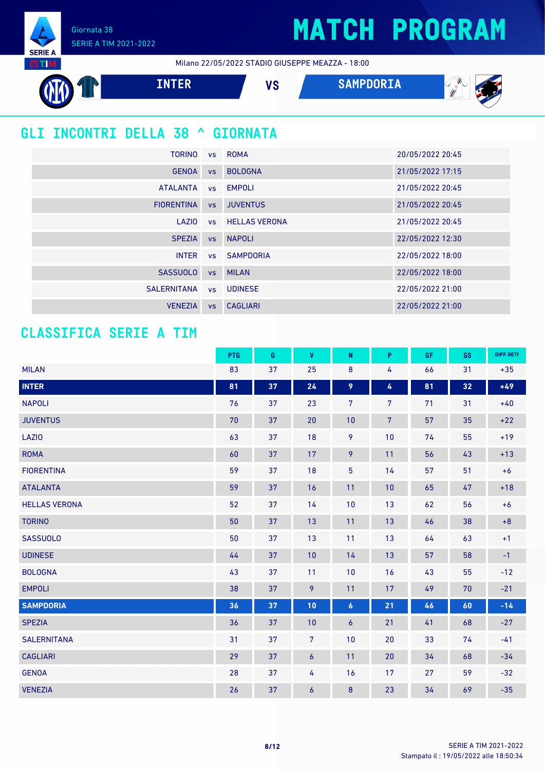Giornata 38
SERIE A TIM 2021-2022

# MATCH PROGRAM

Milano 22/05/2022 STADIO GIUSEPPE MEAZZA - 18:00

**INTER** VS **SAMPDORIA**

## GLI INCONTRI DELLA 38 ^ GIORNATA

| | | | |
|---|---|---|---|
| TORINO | vs | ROMA | 20/05/2022 20:45 |
| GENOA | vs | BOLOGNA | 21/05/2022 17:15 |
| ATALANTA | vs | EMPOLI | 21/05/2022 20:45 |
| FIORENTINA | vs | JUVENTUS | 21/05/2022 20:45 |
| LAZIO | vs | HELLAS VERONA | 21/05/2022 20:45 |
| SPEZIA | vs | NAPOLI | 22/05/2022 12:30 |
| INTER | vs | SAMPDORIA | 22/05/2022 18:00 |
| SASSUOLO | vs | MILAN | 22/05/2022 18:00 |
| SALERNITANA | vs | UDINESE | 22/05/2022 21:00 |
| VENEZIA | vs | CAGLIARI | 22/05/2022 21:00 |

## CLASSIFICA SERIE A TIM

| | PTG | G | V | N | P | GF | GS | DIFF.RETI |
|---|---|---|---|---|---|---|---|---|
| MILAN | 83 | 37 | 25 | 8 | 4 | 66 | 31 | +35 |
| **INTER** | **81** | **37** | **24** | **9** | **4** | **81** | **32** | **+49** |
| NAPOLI | 76 | 37 | 23 | 7 | 7 | 71 | 31 | +40 |
| JUVENTUS | 70 | 37 | 20 | 10 | 7 | 57 | 35 | +22 |
| LAZIO | 63 | 37 | 18 | 9 | 10 | 74 | 55 | +19 |
| ROMA | 60 | 37 | 17 | 9 | 11 | 56 | 43 | +13 |
| FIORENTINA | 59 | 37 | 18 | 5 | 14 | 57 | 51 | +6 |
| ATALANTA | 59 | 37 | 16 | 11 | 10 | 65 | 47 | +18 |
| HELLAS VERONA | 52 | 37 | 14 | 10 | 13 | 62 | 56 | +6 |
| TORINO | 50 | 37 | 13 | 11 | 13 | 46 | 38 | +8 |
| SASSUOLO | 50 | 37 | 13 | 11 | 13 | 64 | 63 | +1 |
| UDINESE | 44 | 37 | 10 | 14 | 13 | 57 | 58 | -1 |
| BOLOGNA | 43 | 37 | 11 | 10 | 16 | 43 | 55 | -12 |
| EMPOLI | 38 | 37 | 9 | 11 | 17 | 49 | 70 | -21 |
| **SAMPDORIA** | **36** | **37** | **10** | **6** | **21** | **46** | **60** | **-14** |
| SPEZIA | 36 | 37 | 10 | 6 | 21 | 41 | 68 | -27 |
| SALERNITANA | 31 | 37 | 7 | 10 | 20 | 33 | 74 | -41 |
| CAGLIARI | 29 | 37 | 6 | 11 | 20 | 34 | 68 | -34 |
| GENOA | 28 | 37 | 4 | 16 | 17 | 27 | 59 | -32 |
| VENEZIA | 26 | 37 | 6 | 8 | 23 | 34 | 69 | -35 |

Stampato il : 19/05/2022 alle 18:50:34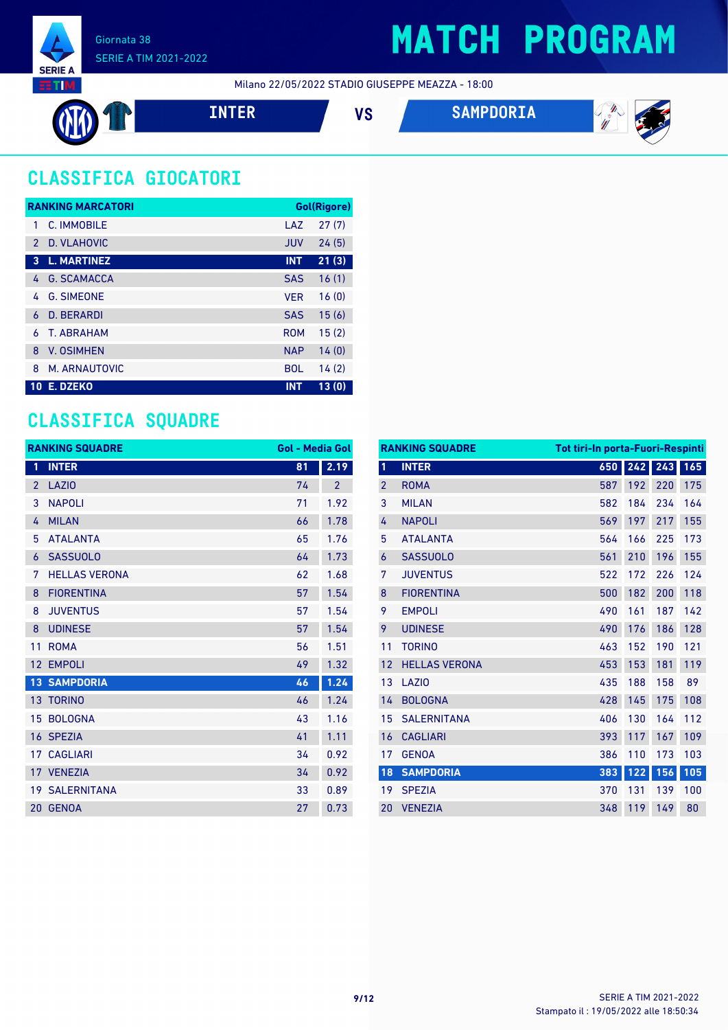# MATCH PROGRAM

Giornata 38

SERIE A TIM 2021-2022

Milano 22/05/2022 STADIO GIUSEPPE MEAZZA - 18:00

**INTER** VS **SAMPDORIA**

## CLASSIFICA GIOCATORI

| RANKING MARCATORI | | | Gol(Rigore) |
|---|---|---|---|
| 1 | C. IMMOBILE | LAZ | 27 (7) |
| 2 | D. VLAHOVIC | JUV | 24 (5) |
| **3** | **L. MARTINEZ** | **INT** | **21 (3)** |
| 4 | G. SCAMACCA | SAS | 16 (1) |
| 4 | G. SIMEONE | VER | 16 (0) |
| 6 | D. BERARDI | SAS | 15 (6) |
| 6 | T. ABRAHAM | ROM | 15 (2) |
| 8 | V. OSIMHEN | NAP | 14 (0) |
| 8 | M. ARNAUTOVIC | BOL | 14 (2) |
| **10** | **E. DZEKO** | **INT** | **13 (0)** |

## CLASSIFICA SQUADRE

| RANKING SQUADRE | | Gol | Media Gol |
|---|---|---|---|
| **1** | **INTER** | **81** | **2.19** |
| 2 | LAZIO | 74 | 2 |
| 3 | NAPOLI | 71 | 1.92 |
| 4 | MILAN | 66 | 1.78 |
| 5 | ATALANTA | 65 | 1.76 |
| 6 | SASSUOLO | 64 | 1.73 |
| 7 | HELLAS VERONA | 62 | 1.68 |
| 8 | FIORENTINA | 57 | 1.54 |
| 8 | JUVENTUS | 57 | 1.54 |
| 8 | UDINESE | 57 | 1.54 |
| 11 | ROMA | 56 | 1.51 |
| 12 | EMPOLI | 49 | 1.32 |
| **13** | **SAMPDORIA** | **46** | **1.24** |
| 13 | TORINO | 46 | 1.24 |
| 15 | BOLOGNA | 43 | 1.16 |
| 16 | SPEZIA | 41 | 1.11 |
| 17 | CAGLIARI | 34 | 0.92 |
| 17 | VENEZIA | 34 | 0.92 |
| 19 | SALERNITANA | 33 | 0.89 |
| 20 | GENOA | 27 | 0.73 |

| RANKING SQUADRE | | Tot tiri | In porta | Fuori | Respinti |
|---|---|---|---|---|---|
| **1** | **INTER** | **650** | **242** | **243** | **165** |
| 2 | ROMA | 587 | 192 | 220 | 175 |
| 3 | MILAN | 582 | 184 | 234 | 164 |
| 4 | NAPOLI | 569 | 197 | 217 | 155 |
| 5 | ATALANTA | 564 | 166 | 225 | 173 |
| 6 | SASSUOLO | 561 | 210 | 196 | 155 |
| 7 | JUVENTUS | 522 | 172 | 226 | 124 |
| 8 | FIORENTINA | 500 | 182 | 200 | 118 |
| 9 | EMPOLI | 490 | 161 | 187 | 142 |
| 9 | UDINESE | 490 | 176 | 186 | 128 |
| 11 | TORINO | 463 | 152 | 190 | 121 |
| 12 | HELLAS VERONA | 453 | 153 | 181 | 119 |
| 13 | LAZIO | 435 | 188 | 158 | 89 |
| 14 | BOLOGNA | 428 | 145 | 175 | 108 |
| 15 | SALERNITANA | 406 | 130 | 164 | 112 |
| 16 | CAGLIARI | 393 | 117 | 167 | 109 |
| 17 | GENOA | 386 | 110 | 173 | 103 |
| **18** | **SAMPDORIA** | **383** | **122** | **156** | **105** |
| 19 | SPEZIA | 370 | 131 | 139 | 100 |
| 20 | VENEZIA | 348 | 119 | 149 | 80 |

SERIE A TIM 2021-2022

Stampato il : 19/05/2022 alle 18:50:34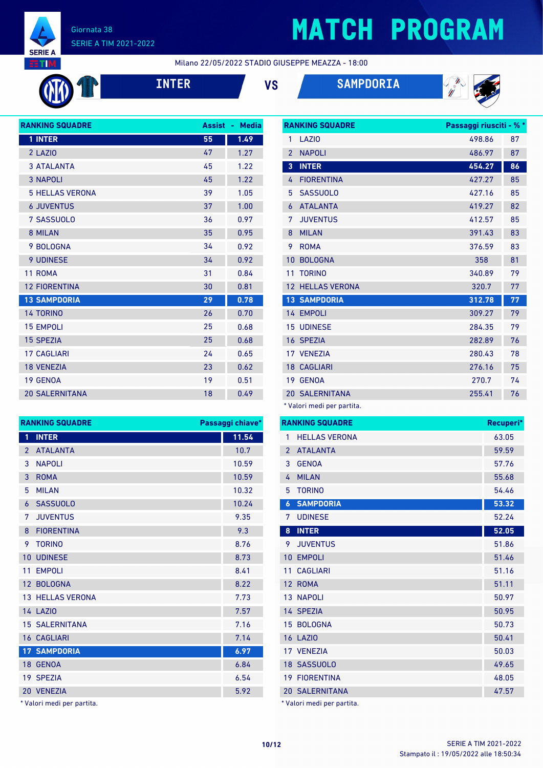# MATCH PROGRAM

Giornata 38
SERIE A TIM 2021-2022

Milano 22/05/2022 STADIO GIUSEPPE MEAZZA - 18:00

**INTER** VS **SAMPDORIA**

| RANKING SQUADRE | Assist | Media |
|---|---|---|
| 1 INTER | 55 | 1.49 |
| 2 LAZIO | 47 | 1.27 |
| 3 ATALANTA | 45 | 1.22 |
| 3 NAPOLI | 45 | 1.22 |
| 5 HELLAS VERONA | 39 | 1.05 |
| 6 JUVENTUS | 37 | 1.00 |
| 7 SASSUOLO | 36 | 0.97 |
| 8 MILAN | 35 | 0.95 |
| 9 BOLOGNA | 34 | 0.92 |
| 9 UDINESE | 34 | 0.92 |
| 11 ROMA | 31 | 0.84 |
| 12 FIORENTINA | 30 | 0.81 |
| 13 SAMPDORIA | 29 | 0.78 |
| 14 TORINO | 26 | 0.70 |
| 15 EMPOLI | 25 | 0.68 |
| 15 SPEZIA | 25 | 0.68 |
| 17 CAGLIARI | 24 | 0.65 |
| 18 VENEZIA | 23 | 0.62 |
| 19 GENOA | 19 | 0.51 |
| 20 SALERNITANA | 18 | 0.49 |

| RANKING SQUADRE | Passaggi riusciti* | %* |
|---|---|---|
| 1 LAZIO | 498.86 | 87 |
| 2 NAPOLI | 486.97 | 87 |
| 3 INTER | 454.27 | 86 |
| 4 FIORENTINA | 427.27 | 85 |
| 5 SASSUOLO | 427.16 | 85 |
| 6 ATALANTA | 419.27 | 82 |
| 7 JUVENTUS | 412.57 | 85 |
| 8 MILAN | 391.43 | 83 |
| 9 ROMA | 376.59 | 83 |
| 10 BOLOGNA | 358 | 81 |
| 11 TORINO | 340.89 | 79 |
| 12 HELLAS VERONA | 320.7 | 77 |
| 13 SAMPDORIA | 312.78 | 77 |
| 14 EMPOLI | 309.27 | 79 |
| 15 UDINESE | 284.35 | 79 |
| 16 SPEZIA | 282.89 | 76 |
| 17 VENEZIA | 280.43 | 78 |
| 18 CAGLIARI | 276.16 | 75 |
| 19 GENOA | 270.7 | 74 |
| 20 SALERNITANA | 255.41 | 76 |

* Valori medi per partita.

| RANKING SQUADRE | Passaggi chiave* |
|---|---|
| 1 INTER | 11.54 |
| 2 ATALANTA | 10.7 |
| 3 NAPOLI | 10.59 |
| 3 ROMA | 10.59 |
| 5 MILAN | 10.32 |
| 6 SASSUOLO | 10.24 |
| 7 JUVENTUS | 9.35 |
| 8 FIORENTINA | 9.3 |
| 9 TORINO | 8.76 |
| 10 UDINESE | 8.73 |
| 11 EMPOLI | 8.41 |
| 12 BOLOGNA | 8.22 |
| 13 HELLAS VERONA | 7.73 |
| 14 LAZIO | 7.57 |
| 15 SALERNITANA | 7.16 |
| 16 CAGLIARI | 7.14 |
| 17 SAMPDORIA | 6.97 |
| 18 GENOA | 6.84 |
| 19 SPEZIA | 6.54 |
| 20 VENEZIA | 5.92 |

* Valori medi per partita.

| RANKING SQUADRE | Recuperi* |
|---|---|
| 1 HELLAS VERONA | 63.05 |
| 2 ATALANTA | 59.59 |
| 3 GENOA | 57.76 |
| 4 MILAN | 55.68 |
| 5 TORINO | 54.46 |
| 6 SAMPDORIA | 53.32 |
| 7 UDINESE | 52.24 |
| 8 INTER | 52.05 |
| 9 JUVENTUS | 51.86 |
| 10 EMPOLI | 51.46 |
| 11 CAGLIARI | 51.16 |
| 12 ROMA | 51.11 |
| 13 NAPOLI | 50.97 |
| 14 SPEZIA | 50.95 |
| 15 BOLOGNA | 50.73 |
| 16 LAZIO | 50.41 |
| 17 VENEZIA | 50.03 |
| 18 SASSUOLO | 49.65 |
| 19 FIORENTINA | 48.05 |
| 20 SALERNITANA | 47.57 |

* Valori medi per partita.

Stampato il : 19/05/2022 alle 18:50:34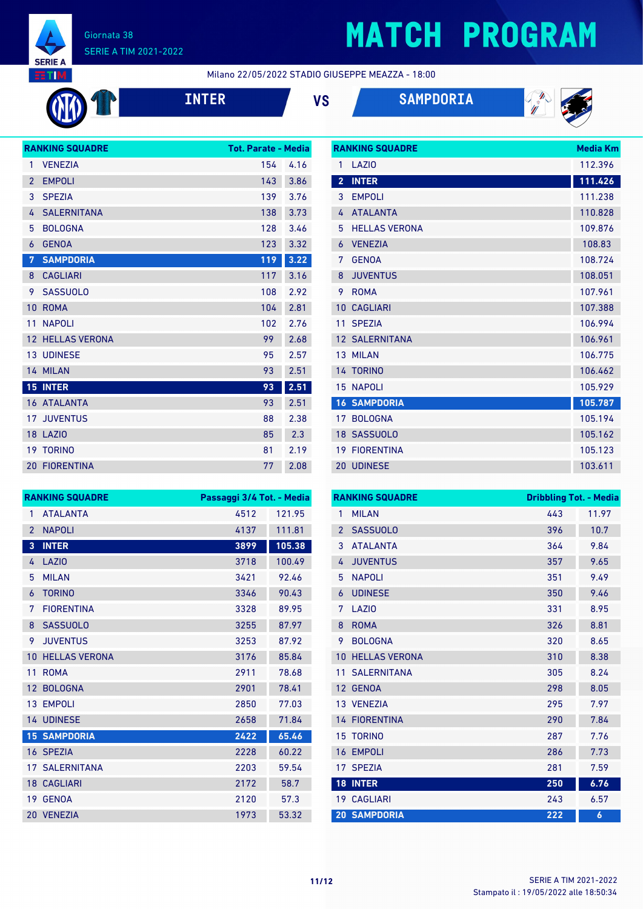# MATCH PROGRAM

Giornata 38
SERIE A TIM 2021-2022

Milano 22/05/2022 STADIO GIUSEPPE MEAZZA - 18:00

**INTER** VS **SAMPDORIA**

| RANKING SQUADRE | | Tot. Parate | Media |
|---|---|---|---|
| 1 | VENEZIA | 154 | 4.16 |
| 2 | EMPOLI | 143 | 3.86 |
| 3 | SPEZIA | 139 | 3.76 |
| 4 | SALERNITANA | 138 | 3.73 |
| 5 | BOLOGNA | 128 | 3.46 |
| 6 | GENOA | 123 | 3.32 |
| **7** | **SAMPDORIA** | **119** | **3.22** |
| 8 | CAGLIARI | 117 | 3.16 |
| 9 | SASSUOLO | 108 | 2.92 |
| 10 | ROMA | 104 | 2.81 |
| 11 | NAPOLI | 102 | 2.76 |
| 12 | HELLAS VERONA | 99 | 2.68 |
| 13 | UDINESE | 95 | 2.57 |
| 14 | MILAN | 93 | 2.51 |
| **15** | **INTER** | **93** | **2.51** |
| 16 | ATALANTA | 93 | 2.51 |
| 17 | JUVENTUS | 88 | 2.38 |
| 18 | LAZIO | 85 | 2.3 |
| 19 | TORINO | 81 | 2.19 |
| 20 | FIORENTINA | 77 | 2.08 |

| RANKING SQUADRE | | Media Km |
|---|---|---|
| 1 | LAZIO | 112.396 |
| **2** | **INTER** | **111.426** |
| 3 | EMPOLI | 111.238 |
| 4 | ATALANTA | 110.828 |
| 5 | HELLAS VERONA | 109.876 |
| 6 | VENEZIA | 108.83 |
| 7 | GENOA | 108.724 |
| 8 | JUVENTUS | 108.051 |
| 9 | ROMA | 107.961 |
| 10 | CAGLIARI | 107.388 |
| 11 | SPEZIA | 106.994 |
| 12 | SALERNITANA | 106.961 |
| 13 | MILAN | 106.775 |
| 14 | TORINO | 106.462 |
| 15 | NAPOLI | 105.929 |
| **16** | **SAMPDORIA** | **105.787** |
| 17 | BOLOGNA | 105.194 |
| 18 | SASSUOLO | 105.162 |
| 19 | FIORENTINA | 105.123 |
| 20 | UDINESE | 103.611 |

| RANKING SQUADRE | | Passaggi 3/4 Tot. | Media |
|---|---|---|---|
| 1 | ATALANTA | 4512 | 121.95 |
| 2 | NAPOLI | 4137 | 111.81 |
| **3** | **INTER** | **3899** | **105.38** |
| 4 | LAZIO | 3718 | 100.49 |
| 5 | MILAN | 3421 | 92.46 |
| 6 | TORINO | 3346 | 90.43 |
| 7 | FIORENTINA | 3328 | 89.95 |
| 8 | SASSUOLO | 3255 | 87.97 |
| 9 | JUVENTUS | 3253 | 87.92 |
| 10 | HELLAS VERONA | 3176 | 85.84 |
| 11 | ROMA | 2911 | 78.68 |
| 12 | BOLOGNA | 2901 | 78.41 |
| 13 | EMPOLI | 2850 | 77.03 |
| 14 | UDINESE | 2658 | 71.84 |
| **15** | **SAMPDORIA** | **2422** | **65.46** |
| 16 | SPEZIA | 2228 | 60.22 |
| 17 | SALERNITANA | 2203 | 59.54 |
| 18 | CAGLIARI | 2172 | 58.7 |
| 19 | GENOA | 2120 | 57.3 |
| 20 | VENEZIA | 1973 | 53.32 |

| RANKING SQUADRE | | Dribbling Tot. | Media |
|---|---|---|---|
| 1 | MILAN | 443 | 11.97 |
| 2 | SASSUOLO | 396 | 10.7 |
| 3 | ATALANTA | 364 | 9.84 |
| 4 | JUVENTUS | 357 | 9.65 |
| 5 | NAPOLI | 351 | 9.49 |
| 6 | UDINESE | 350 | 9.46 |
| 7 | LAZIO | 331 | 8.95 |
| 8 | ROMA | 326 | 8.81 |
| 9 | BOLOGNA | 320 | 8.65 |
| 10 | HELLAS VERONA | 310 | 8.38 |
| 11 | SALERNITANA | 305 | 8.24 |
| 12 | GENOA | 298 | 8.05 |
| 13 | VENEZIA | 295 | 7.97 |
| 14 | FIORENTINA | 290 | 7.84 |
| 15 | TORINO | 287 | 7.76 |
| 16 | EMPOLI | 286 | 7.73 |
| 17 | SPEZIA | 281 | 7.59 |
| **18** | **INTER** | **250** | **6.76** |
| 19 | CAGLIARI | 243 | 6.57 |
| **20** | **SAMPDORIA** | **222** | **6** |

Stampato il : 19/05/2022 alle 18:50:34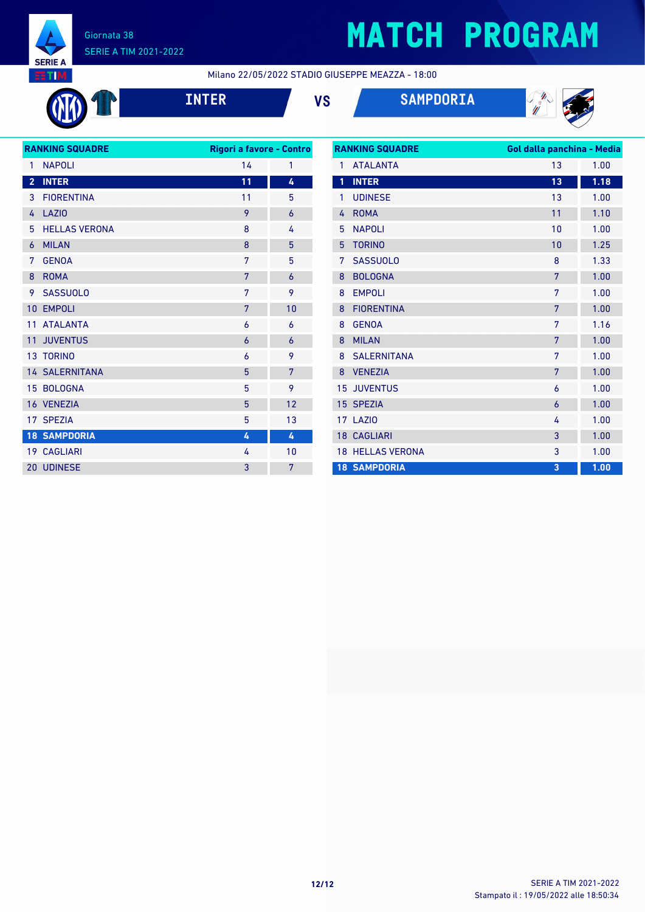Giornata 38

SERIE A TIM 2021-2022

# MATCH PROGRAM

Milano 22/05/2022 STADIO GIUSEPPE MEAZZA - 18:00

## INTER VS SAMPDORIA

| RANKING SQUADRE | | Rigori a favore | Contro |
|---|---|---|---|
| 1 | NAPOLI | 14 | 1 |
| 2 | INTER | 11 | 4 |
| 3 | FIORENTINA | 11 | 5 |
| 4 | LAZIO | 9 | 6 |
| 5 | HELLAS VERONA | 8 | 4 |
| 6 | MILAN | 8 | 5 |
| 7 | GENOA | 7 | 5 |
| 8 | ROMA | 7 | 6 |
| 9 | SASSUOLO | 7 | 9 |
| 10 | EMPOLI | 7 | 10 |
| 11 | ATALANTA | 6 | 6 |
| 11 | JUVENTUS | 6 | 6 |
| 13 | TORINO | 6 | 9 |
| 14 | SALERNITANA | 5 | 7 |
| 15 | BOLOGNA | 5 | 9 |
| 16 | VENEZIA | 5 | 12 |
| 17 | SPEZIA | 5 | 13 |
| 18 | SAMPDORIA | 4 | 4 |
| 19 | CAGLIARI | 4 | 10 |
| 20 | UDINESE | 3 | 7 |

| RANKING SQUADRE | | Gol dalla panchina | Media |
|---|---|---|---|
| 1 | ATALANTA | 13 | 1.00 |
| 1 | INTER | 13 | 1.18 |
| 1 | UDINESE | 13 | 1.00 |
| 4 | ROMA | 11 | 1.10 |
| 5 | NAPOLI | 10 | 1.00 |
| 5 | TORINO | 10 | 1.25 |
| 7 | SASSUOLO | 8 | 1.33 |
| 8 | BOLOGNA | 7 | 1.00 |
| 8 | EMPOLI | 7 | 1.00 |
| 8 | FIORENTINA | 7 | 1.00 |
| 8 | GENOA | 7 | 1.16 |
| 8 | MILAN | 7 | 1.00 |
| 8 | SALERNITANA | 7 | 1.00 |
| 8 | VENEZIA | 7 | 1.00 |
| 15 | JUVENTUS | 6 | 1.00 |
| 15 | SPEZIA | 6 | 1.00 |
| 17 | LAZIO | 4 | 1.00 |
| 18 | CAGLIARI | 3 | 1.00 |
| 18 | HELLAS VERONA | 3 | 1.00 |
| 18 | SAMPDORIA | 3 | 1.00 |

Stampato il : 19/05/2022 alle 18:50:34